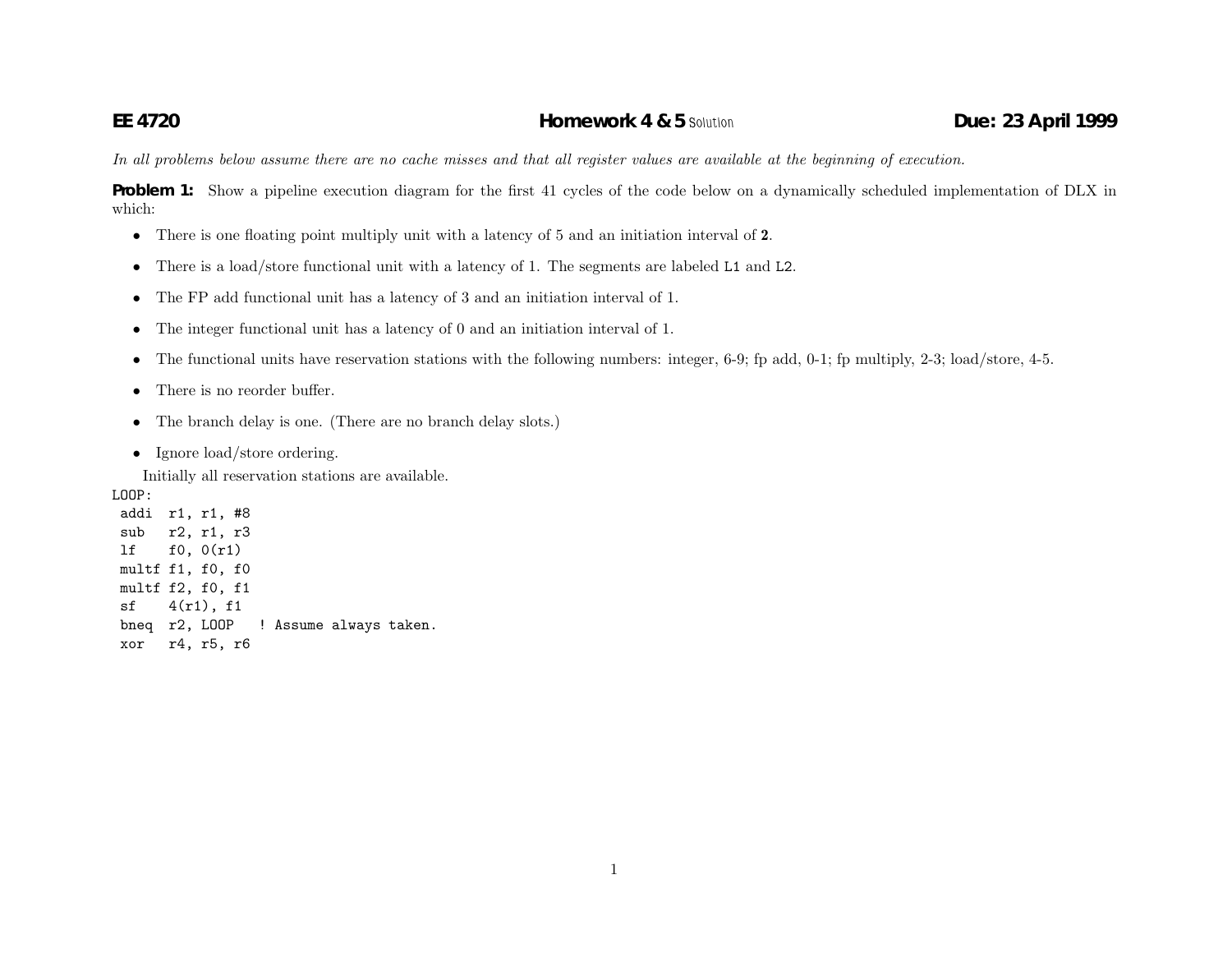**EE 4720** **Homework 4 & 5** Solution **Due: 23 April 1999**

*In all problems below assume there are no cache misses and that all register values are available at the beginning of execution.*

**Problem 1:** Show a pipeline execution diagram for the first 41 cycles of the code below on a dynamically scheduled implementation of DLX in which:

- There is one floating point multiply unit with a latency of 5 and an initiation interval of **2**.
- There is a load/store functional unit with a latency of 1. The segments are labeled L1 and L2.
- The FP add functional unit has a latency of 3 and an initiation interval of 1.
- The integer functional unit has a latency of 0 and an initiation interval of 1.
- The functional units have reservation stations with the following numbers: integer, 6-9; fp add, 0-1; fp multiply, 2-3; load/store, 4-5.
- There is no reorder buffer.
- The branch delay is one. (There are no branch delay slots.)
- Ignore load/store ordering.

Initially all reservation stations are available.

```
LOOP:
 addi  r1, r1, #8
 sub   r2, r1, r3
 lf    f0, 0(r1)
 multf f1, f0, f0
 multf f2, f0, f1
 sf    4(r1), f1
 bneq  r2, LOOP   ! Assume always taken.
 xor   r4, r5, r6
```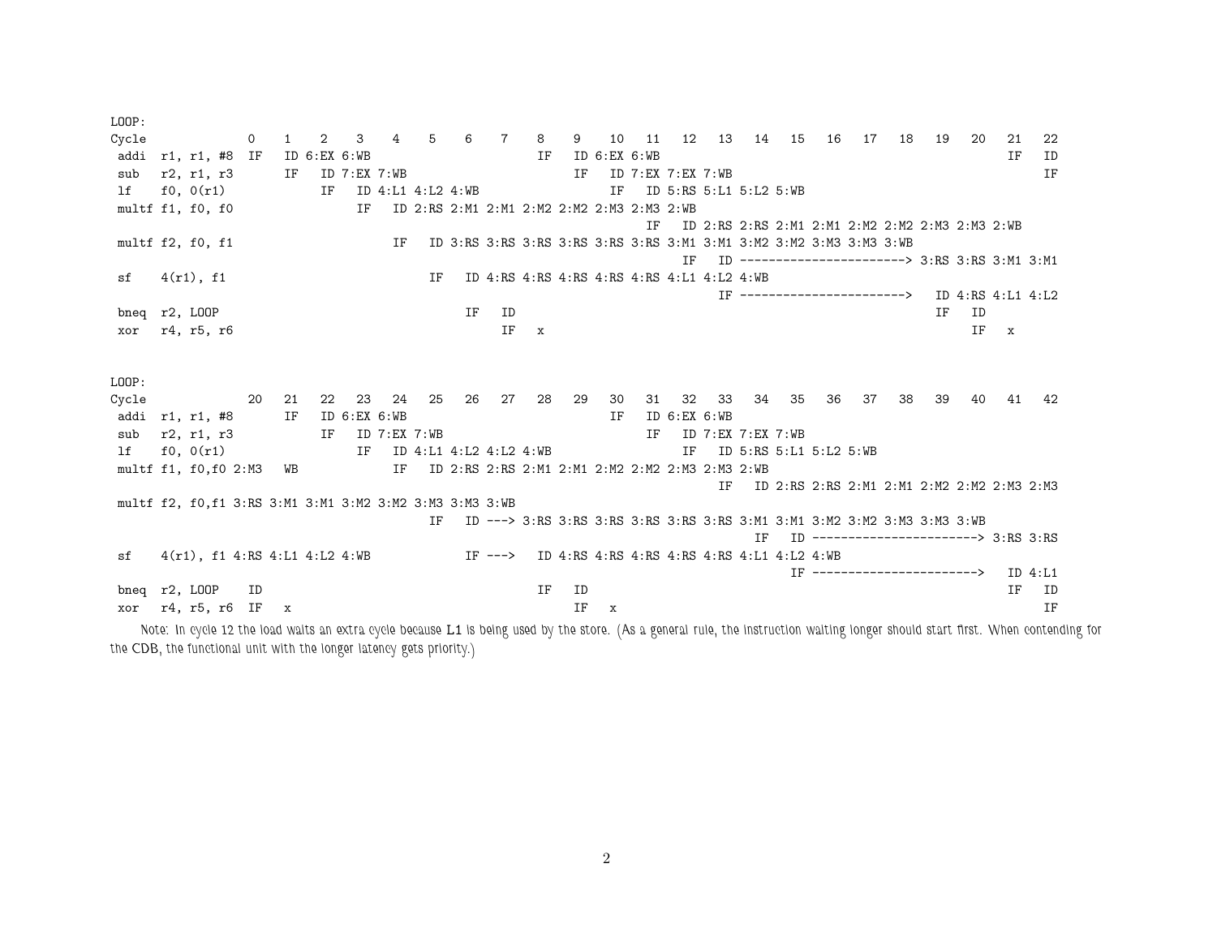```
LOOP:
Cycle             0    1    2    3    4    5    6    7    8    9    10   11   12   13   14   15   16   17   18   19   20   21   22
 addi  r1, r1, #8  IF   ID 6:EX 6:WB                          IF   ID 6:EX 6:WB                                                    IF   ID
 sub   r2, r1, r3       IF   ID 7:EX 7:WB                          IF   ID 7:EX 7:EX 7:WB                                                IF
 lf    f0, 0(r1)             IF   ID 4:L1 4:L2 4:WB                     IF   ID 5:RS 5:L1 5:L2 5:WB
 multf f1, f0, f0                 IF   ID 2:RS 2:M1 2:M1 2:M2 2:M2 2:M3 2:M3 2:WB
                                                                        IF   ID 2:RS 2:RS 2:M1 2:M1 2:M2 2:M2 2:M3 2:M3 2:WB
 multf f2, f0, f1                      IF   ID 3:RS 3:RS 3:RS 3:RS 3:RS 3:RS 3:M1 3:M1 3:M2 3:M2 3:M3 3:M3 3:WB
                                                                             IF   ID -----------------------> 3:RS 3:RS 3:M1 3:M1
 sf    4(r1), f1                            IF   ID 4:RS 4:RS 4:RS 4:RS 4:RS 4:L1 4:L2 4:WB
                                                                                  IF -----------------------> ID 4:RS 4:L1 4:L2
 bneq  r2, LOOP                                  IF   ID                                                               IF   ID
 xor   r4, r5, r6                                     IF   x                                                                IF   x


LOOP:
Cycle             20   21   22   23   24   25   26   27   28   29   30   31   32   33   34   35   36   37   38   39   40   41   42
 addi  r1, r1, #8      IF   ID 6:EX 6:WB                               IF   ID 6:EX 6:WB
 sub   r2, r1, r3           IF   ID 7:EX 7:WB                               IF   ID 7:EX 7:EX 7:WB
 lf    f0, 0(r1)                 IF   ID 4:L1 4:L2 4:L2 4:WB                     IF   ID 5:RS 5:L1 5:L2 5:WB
 multf f1, f0,f0 2:M3   WB            IF   ID 2:RS 2:RS 2:M1 2:M1 2:M2 2:M2 2:M3 2:M3 2:WB
                                                                                  IF   ID 2:RS 2:RS 2:M1 2:M1 2:M2 2:M2 2:M3 2:M3
 multf f2, f0,f1 3:RS 3:M1 3:M1 3:M2 3:M2 3:M3 3:M3 3:WB
                                           IF   ID ---> 3:RS 3:RS 3:RS 3:RS 3:RS 3:RS 3:M1 3:M1 3:M2 3:M2 3:M3 3:M3 3:WB
                                                                                       IF   ID -----------------------> 3:RS 3:RS
 sf    4(r1), f1 4:RS 4:L1 4:L2 4:WB             IF --->  ID 4:RS 4:RS 4:RS 4:RS 4:RS 4:L1 4:L2 4:WB
                                                                                            IF ----------------------->  ID 4:L1
 bneq  r2, LOOP    ID                                 IF   ID                                                               IF   ID
 xor   r4, r5, r6  IF   x                                  IF   x                                                                IF
```

Note: In cycle 12 the load waits an extra cycle because L1 is being used by the store. (As a general rule, the instruction waiting longer should start first. When contending for the CDB, the functional unit with the longer latency gets priority.)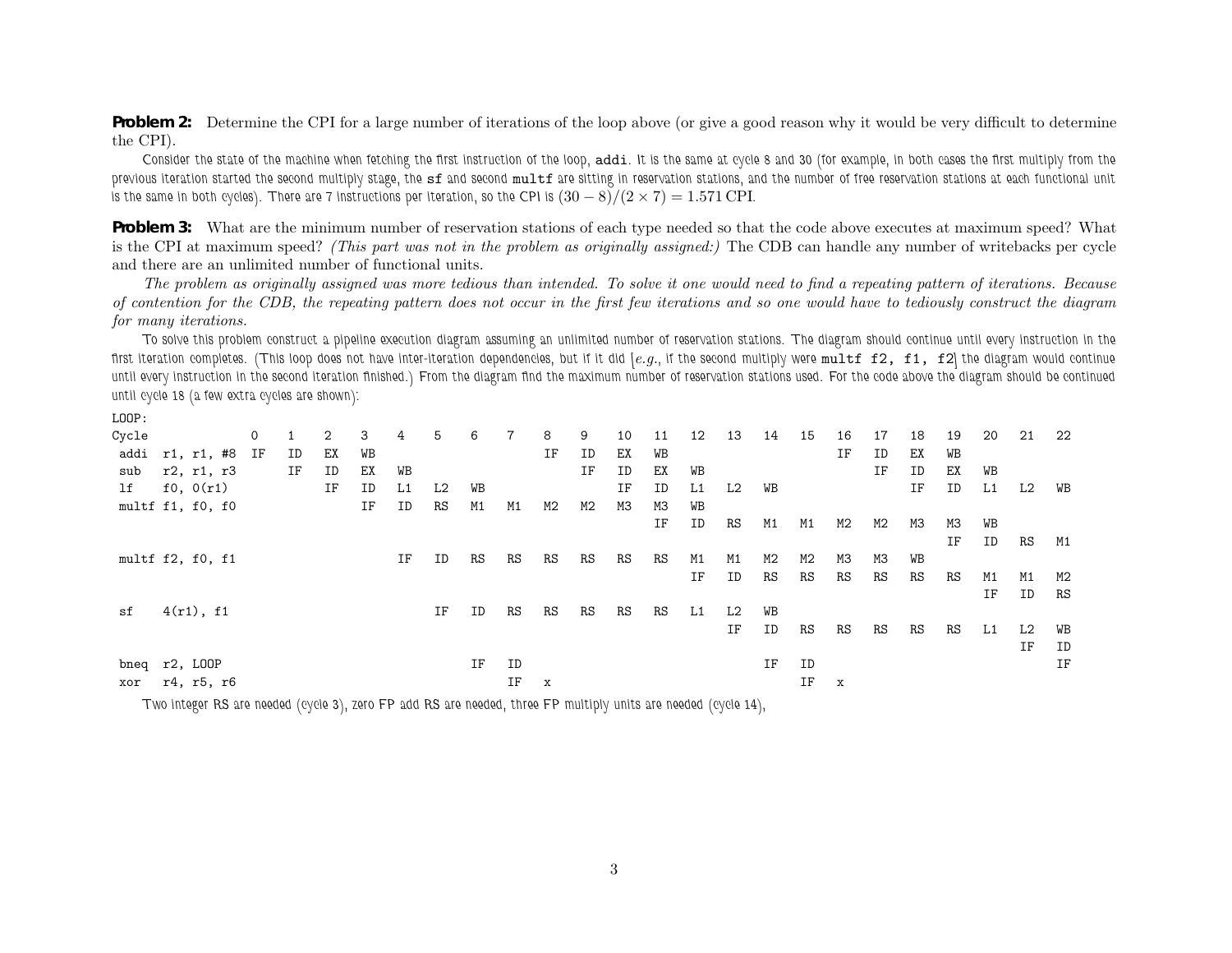**Problem 2:** Determine the CPI for a large number of iterations of the loop above (or give a good reason why it would be very difficult to determine the CPI).

Consider the state of the machine when fetching the first instruction of the loop, `addi`. It is the same at cycle 8 and 30 (for example, in both cases the first multiply from the previous iteration started the second multiply stage, the `sf` and second `multf` are sitting in reservation stations, and the number of free reservation stations at each functional unit is the same in both cycles). There are 7 instructions per iteration, so the CPI is $(30 - 8)/(2 \times 7) = 1.571$ CPI.

**Problem 3:** What are the minimum number of reservation stations of each type needed so that the code above executes at maximum speed? What is the CPI at maximum speed? *(This part was not in the problem as originally assigned:)* The CDB can handle any number of writebacks per cycle and there are an unlimited number of functional units.

*The problem as originally assigned was more tedious than intended. To solve it one would need to find a repeating pattern of iterations. Because of contention for the CDB, the repeating pattern does not occur in the first few iterations and so one would have to tediously construct the diagram for many iterations.*

To solve this problem construct a pipeline execution diagram assuming an unlimited number of reservation stations. The diagram should continue until every instruction in the first iteration completes. (This loop does not have inter-iteration dependencies, but if it did [*e.g.*, if the second multiply were `multf f2, f1, f2`] the diagram would continue until every instruction in the second iteration finished.) From the diagram find the maximum number of reservation stations used. For the code above the diagram should be continued until cycle 18 (a few extra cycles are shown):

```
LOOP:
Cycle             0   1   2   3   4   5   6   7   8   9   10  11  12  13  14  15  16  17  18  19  20  21  22
 addi  r1, r1, #8 IF  ID  EX  WB                          IF  ID  EX  WB                          IF  ID  EX  WB
 sub   r2, r1, r3     IF  ID  EX  WB                          IF  ID  EX  WB                          IF  ID  EX  WB
 lf    f0, 0(r1)          IF  ID  L1  L2  WB                      IF  ID  L1  L2  WB                      IF  ID  L1  L2  WB
 multf f1, f0, f0             IF  ID  RS  M1  M1  M2  M2  M3  M3  WB
                                                                  IF  ID  RS  M1  M1  M2  M2  M3  M3  WB
                                                                                                  IF  ID  RS  M1
 multf f2, f0, f1                 IF  ID  RS  RS  RS  RS  RS  RS  M1  M1  M2  M2  M3  M3  WB
                                                                      IF  ID  RS  RS  RS  RS  RS  RS  M1  M1  M2
                                                                                                      IF  ID  RS
 sf    4(r1), f1                      IF  ID  RS  RS  RS  RS  RS  L1  L2  WB
                                                                          IF  ID  RS  RS  RS  RS  RS  L1  L2  WB
                                                                                                          IF  ID
 bneq  r2, LOOP                           IF  ID                              IF  ID                              IF
 xor   r4, r5, r6                             IF  x                               IF  x
```

Two integer RS are needed (cycle 3), zero FP add RS are needed, three FP multiply units are needed (cycle 14),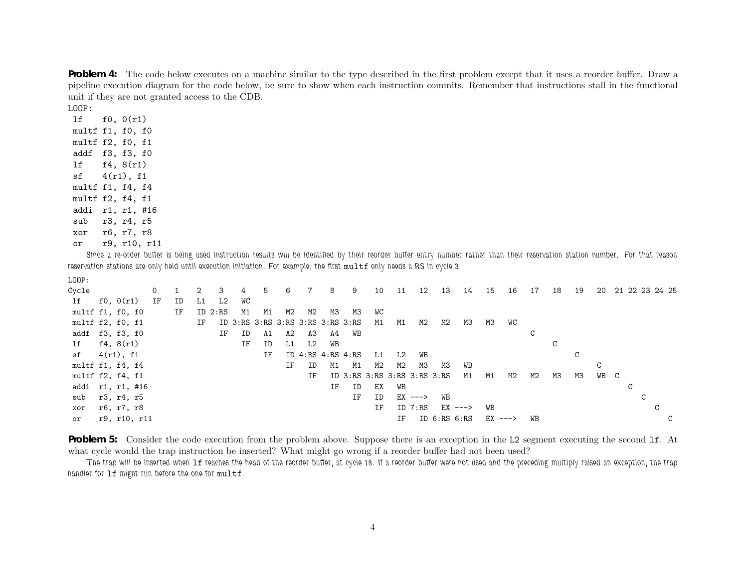**Problem 4:** The code below executes on a machine similar to the type described in the first problem except that it uses a reorder buffer. Draw a pipeline execution diagram for the code below, be sure to show when each instruction commits. Remember that instructions stall in the functional unit if they are not granted access to the CDB.

```
LOOP:
 lf    f0, 0(r1)
 multf f1, f0, f0
 multf f2, f0, f1
 addf  f3, f3, f0
 lf    f4, 8(r1)
 sf    4(r1), f1
 multf f1, f4, f4
 multf f2, f4, f1
 addi  r1, r1, #16
 sub   r3, r4, r5
 xor   r6, r7, r8
 or    r9, r10, r11
```

*Since a re-order buffer is being used instruction results will be identified by their reorder buffer entry number rather than their reservation station number. For that reason reservation stations are only held until execution initiation. For example, the first `multf` only needs a RS in cycle 3.*

LOOP:

| Cycle | 0 | 1 | 2 | 3 | 4 | 5 | 6 | 7 | 8 | 9 | 10 | 11 | 12 | 13 | 14 | 15 | 16 | 17 | 18 | 19 | 20 | 21 | 22 | 23 | 24 | 25 |
|---|---|---|---|---|---|---|---|---|---|---|---|---|---|---|---|---|---|---|---|---|---|---|---|---|---|---|
| lf f0, 0(r1) | IF | ID | L1 | L2 | WC | | | | | | | | | | | | | | | | | | | | | |
| multf f1, f0, f0 | | IF | ID | 2:RS | M1 | M1 | M2 | M2 | M3 | M3 | WC | | | | | | | | | | | | | | | |
| multf f2, f0, f1 | | | IF | ID | 3:RS | 3:RS | 3:RS | 3:RS | 3:RS | 3:RS | M1 | M1 | M2 | M2 | M3 | M3 | WC | | | | | | | | | |
| addf f3, f3, f0 | | | | IF | ID | A1 | A2 | A3 | A4 | WB | | | | | | | | C | | | | | | | | |
| lf f4, 8(r1) | | | | | IF | ID | L1 | L2 | WB | | | | | | | | | | C | | | | | | | |
| sf 4(r1), f1 | | | | | | IF | ID | 4:RS | 4:RS | 4:RS | L1 | L2 | WB | | | | | | | C | | | | | | |
| multf f1, f4, f4 | | | | | | | IF | ID | M1 | M1 | M2 | M2 | M3 | M3 | WB | | | | | | C | | | | | |
| multf f2, f4, f1 | | | | | | | | IF | ID | 3:RS | 3:RS | 3:RS | 3:RS | 3:RS | M1 | M1 | M2 | M2 | M3 | M3 | WB | C | | | | |
| addi r1, r1, #16 | | | | | | | | | IF | ID | EX | WB | | | | | | | | | | | C | | | |
| sub r3, r4, r5 | | | | | | | | | | IF | ID | EX | ---> | WB | | | | | | | | | | C | | |
| xor r6, r7, r8 | | | | | | | | | | | IF | ID | 7:RS | EX | ---> | WB | | | | | | | | | C | |
| or r9, r10, r11 | | | | | | | | | | | | IF | ID | 6:RS | 6:RS | EX | ---> | WB | | | | | | | | C |

**Problem 5:** Consider the code execution from the problem above. Suppose there is an exception in the L2 segment executing the second `lf`. At what cycle would the trap instruction be inserted? What might go wrong if a reorder buffer had not been used?

*The trap will be inserted when `lf` reaches the head of the reorder buffer, at cycle 18. If a reorder buffer were not used and the preceding multiply raised an exception, the trap handler for `lf` might run before the one for `multf`.*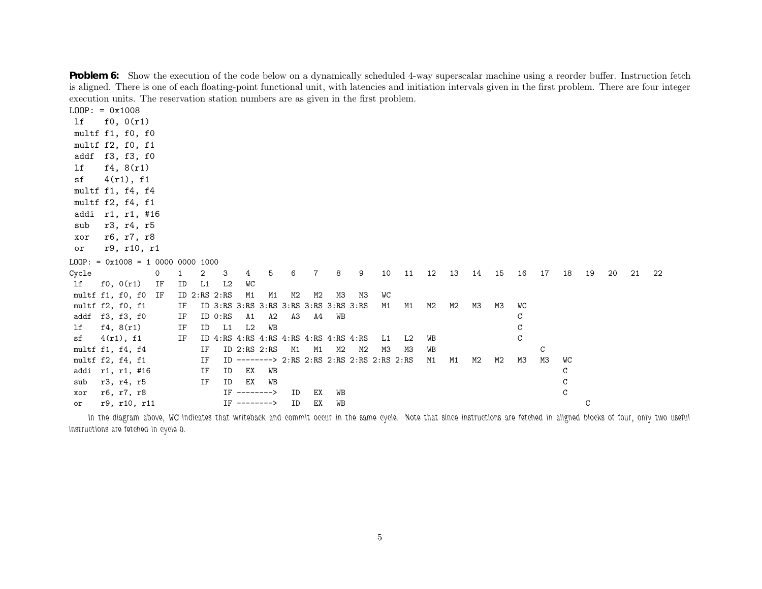**Problem 6:** Show the execution of the code below on a dynamically scheduled 4-way superscalar machine using a reorder buffer. Instruction fetch is aligned. There is one of each floating-point functional unit, with latencies and initiation intervals given in the first problem. There are four integer execution units. The reservation station numbers are as given in the first problem.

```
LOOP: = 0x1008
 lf    f0, 0(r1)
 multf f1, f0, f0
 multf f2, f0, f1
 addf  f3, f3, f0
 lf    f4, 8(r1)
 sf    4(r1), f1
 multf f1, f4, f4
 multf f2, f4, f1
 addi  r1, r1, #16
 sub   r3, r4, r5
 xor   r6, r7, r8
 or    r9, r10, r1
```

LOOP: = 0x1008 = 1 0000 0000 1000

| Cycle | 0 | 1 | 2 | 3 | 4 | 5 | 6 | 7 | 8 | 9 | 10 | 11 | 12 | 13 | 14 | 15 | 16 | 17 | 18 | 19 | 20 | 21 | 22 |
|---|---|---|---|---|---|---|---|---|---|---|---|---|---|---|---|---|---|---|---|---|---|---|---|
| lf f0, 0(r1) | IF | ID | L1 | L2 | WC | | | | | | | | | | | | | | | | | | |
| multf f1, f0, f0 | IF | ID | 2:RS | 2:RS | M1 | M1 | M2 | M2 | M3 | M3 | WC | | | | | | | | | | | | |
| multf f2, f0, f1 | | IF | ID | 3:RS | 3:RS | 3:RS | 3:RS | 3:RS | 3:RS | 3:RS | M1 | M1 | M2 | M2 | M3 | M3 | WC | | | | | | |
| addf f3, f3, f0 | | IF | ID | 0:RS | A1 | A2 | A3 | A4 | WB | | | | | | | | C | | | | | | |
| lf f4, 8(r1) | | IF | ID | L1 | L2 | WB | | | | | | | | | | | C | | | | | | |
| sf 4(r1), f1 | | IF | ID | 4:RS | 4:RS | 4:RS | 4:RS | 4:RS | 4:RS | 4:RS | L1 | L2 | WB | | | | C | | | | | | |
| multf f1, f4, f4 | | | IF | ID | 2:RS | 2:RS | M1 | M1 | M2 | M2 | M3 | M3 | WB | | | | | C | | | | | |
| multf f2, f4, f1 | | | IF | ID | --------> | | 2:RS | 2:RS | 2:RS | 2:RS | 2:RS | 2:RS | M1 | M1 | M2 | M2 | M3 | M3 | WC | | | | |
| addi r1, r1, #16 | | | IF | ID | EX | WB | | | | | | | | | | | | | C | | | | |
| sub r3, r4, r5 | | | IF | ID | EX | WB | | | | | | | | | | | | | C | | | | |
| xor r6, r7, r8 | | | | IF | --------> | | ID | EX | WB | | | | | | | | | | C | | | | |
| or r9, r10, r11 | | | | IF | --------> | | ID | EX | WB | | | | | | | | | | | C | | | |

In the diagram above, WC indicates that writeback and commit occur in the same cycle. Note that since instructions are fetched in aligned blocks of four, only two useful instructions are fetched in cycle 0.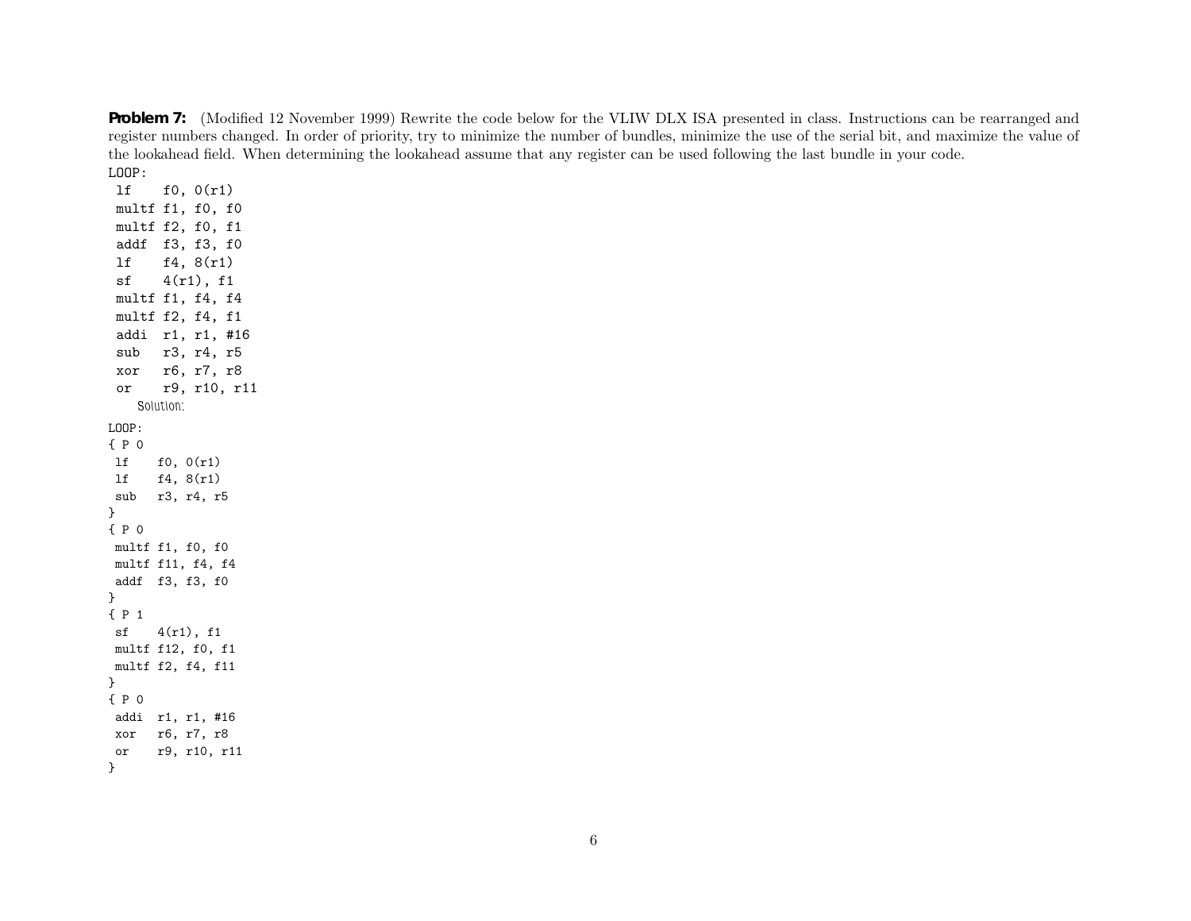**Problem 7:** (Modified 12 November 1999) Rewrite the code below for the VLIW DLX ISA presented in class. Instructions can be rearranged and register numbers changed. In order of priority, try to minimize the number of bundles, minimize the use of the serial bit, and maximize the value of the lookahead field. When determining the lookahead assume that any register can be used following the last bundle in your code.

```
LOOP:
 lf    f0, 0(r1)
 multf f1, f0, f0
 multf f2, f0, f1
 addf  f3, f3, f0
 lf    f4, 8(r1)
 sf    4(r1), f1
 multf f1, f4, f4
 multf f2, f4, f1
 addi  r1, r1, #16
 sub   r3, r4, r5
 xor   r6, r7, r8
 or    r9, r10, r11
```

Solution:

```
LOOP:
{ P 0
 lf    f0, 0(r1)
 lf    f4, 8(r1)
 sub   r3, r4, r5
}
{ P 0
 multf f1, f0, f0
 multf f11, f4, f4
 addf  f3, f3, f0
}
{ P 1
 sf    4(r1), f1
 multf f12, f0, f1
 multf f2, f4, f11
}
{ P 0
 addi  r1, r1, #16
 xor   r6, r7, r8
 or    r9, r10, r11
}
```